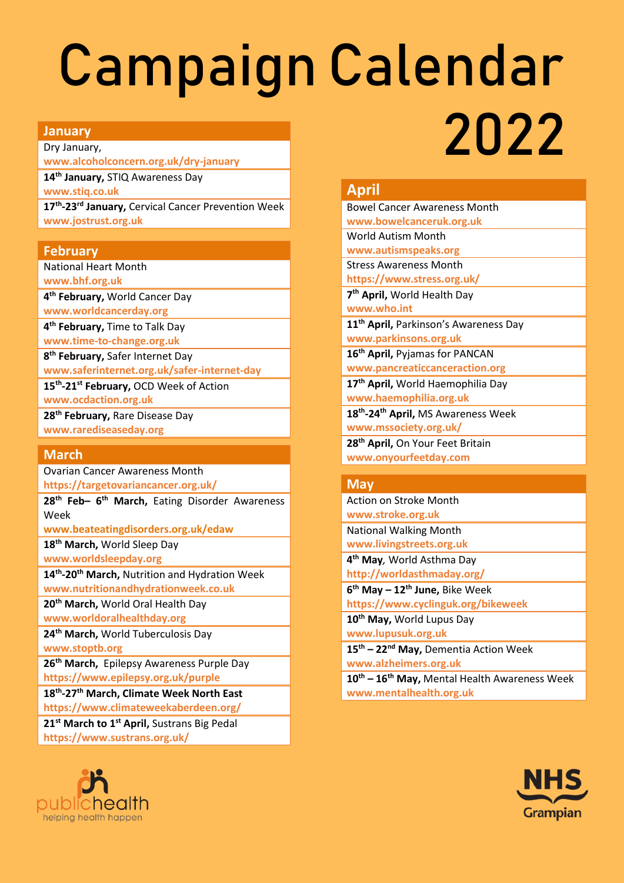# Campaign Calendar 2022

## January

Dry January,
www.alcoholconcern.org.uk/dry-january

**14th January,** STIQ Awareness Day
www.stiq.co.uk

**17th-23rd January,** Cervical Cancer Prevention Week
www.jostrust.org.uk

## February

National Heart Month
www.bhf.org.uk

**4th February,** World Cancer Day
www.worldcancerday.org

**4th February,** Time to Talk Day
www.time-to-change.org.uk

**8th February,** Safer Internet Day
www.saferinternet.org.uk/safer-internet-day

**15th-21st February,** OCD Week of Action
www.ocdaction.org.uk

**28th February,** Rare Disease Day
www.rarediseaseday.org

## March

Ovarian Cancer Awareness Month
https://targetovariancancer.org.uk/

**28th Feb– 6th March,** Eating Disorder Awareness Week
www.beateatingdisorders.org.uk/edaw

**18th March,** World Sleep Day
www.worldsleepday.org

**14th-20th March,** Nutrition and Hydration Week
www.nutritionandhydrationweek.co.uk

**20th March,** World Oral Health Day
www.worldoralhealthday.org

**24th March,** World Tuberculosis Day
www.stoptb.org

**26th March,** Epilepsy Awareness Purple Day
https://www.epilepsy.org.uk/purple

**18th-27th March, Climate Week North East**
https://www.climateweekaberdeen.org/

**21st March to 1st April,** Sustrans Big Pedal
https://www.sustrans.org.uk/

## April

Bowel Cancer Awareness Month
www.bowelcanceruk.org.uk

World Autism Month
www.autismspeaks.org

Stress Awareness Month
https://www.stress.org.uk/

**7th April,** World Health Day
www.who.int

**11th April,** Parkinson's Awareness Day
www.parkinsons.org.uk

**16th April,** Pyjamas for PANCAN
www.pancreaticcanceraction.org

**17th April,** World Haemophilia Day
www.haemophilia.org.uk

**18th-24th April,** MS Awareness Week
www.mssociety.org.uk/

**28th April,** On Your Feet Britain
www.onyourfeetday.com

## May

Action on Stroke Month
www.stroke.org.uk

National Walking Month
www.livingstreets.org.uk

**4th May**, World Asthma Day
http://worldasthmaday.org/

**6th May – 12th June,** Bike Week
https://www.cyclinguk.org/bikeweek

**10th May,** World Lupus Day
www.lupusuk.org.uk

**15th – 22nd May,** Dementia Action Week
www.alzheimers.org.uk

**10th – 16th May,** Mental Health Awareness Week
www.mentalhealth.org.uk

publichealth
helping health happen

NHS Grampian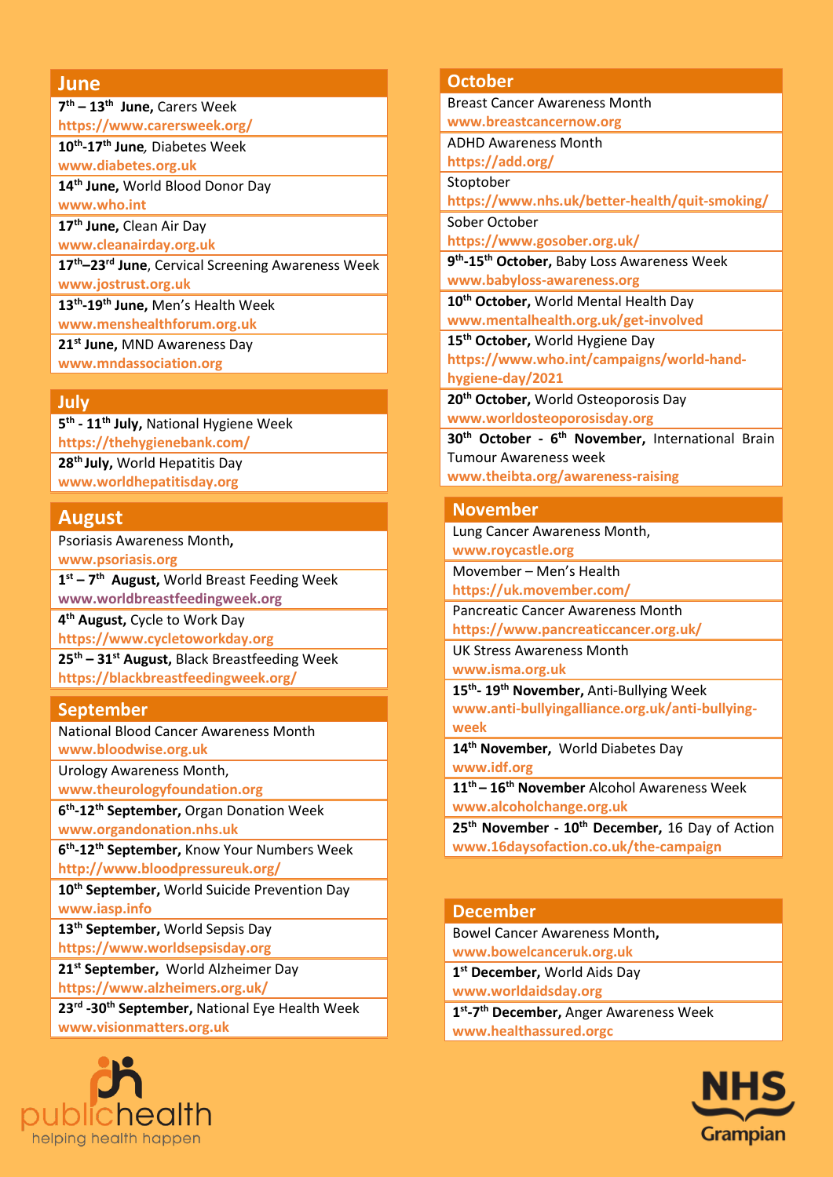## June

**7th – 13th June,** Carers Week
https://www.carersweek.org/

**10th-17th June**, Diabetes Week
www.diabetes.org.uk

**14th June,** World Blood Donor Day
www.who.int

**17th June,** Clean Air Day
www.cleanairday.org.uk

**17th–23rd June**, Cervical Screening Awareness Week
www.jostrust.org.uk

**13th-19th June,** Men's Health Week
www.menshealthforum.org.uk

**21st June,** MND Awareness Day
www.mndassociation.org

## July

**5th - 11th July,** National Hygiene Week
https://thehygienebank.com/

**28th July,** World Hepatitis Day
www.worldhepatitisday.org

## August

Psoriasis Awareness Month,
www.psoriasis.org

**1st – 7th August,** World Breast Feeding Week
www.worldbreastfeedingweek.org

**4th August,** Cycle to Work Day
https://www.cycletoworkday.org

**25th – 31st August,** Black Breastfeeding Week
https://blackbreastfeedingweek.org/

## September

National Blood Cancer Awareness Month
www.bloodwise.org.uk

Urology Awareness Month,
www.theurologyfoundation.org

**6th-12th September,** Organ Donation Week
www.organdonation.nhs.uk

**6th-12th September,** Know Your Numbers Week
http://www.bloodpressureuk.org/

**10th September,** World Suicide Prevention Day
www.iasp.info

**13th September,** World Sepsis Day
https://www.worldsepsisday.org

**21st September,** World Alzheimer Day
https://www.alzheimers.org.uk/

**23rd -30th September,** National Eye Health Week
www.visionmatters.org.uk

## October

Breast Cancer Awareness Month
www.breastcancernow.org

ADHD Awareness Month
https://add.org/

Stoptober
https://www.nhs.uk/better-health/quit-smoking/

Sober October
https://www.gosober.org.uk/

**9th-15th October,** Baby Loss Awareness Week
www.babyloss-awareness.org

**10th October,** World Mental Health Day
www.mentalhealth.org.uk/get-involved

**15th October,** World Hygiene Day
https://www.who.int/campaigns/world-hand-hygiene-day/2021

**20th October,** World Osteoporosis Day
www.worldosteoporosisday.org

**30th October - 6th November,** International Brain Tumour Awareness week
www.theibta.org/awareness-raising

## November

Lung Cancer Awareness Month,
www.roycastle.org

Movember – Men's Health
https://uk.movember.com/

Pancreatic Cancer Awareness Month
https://www.pancreaticcancer.org.uk/

UK Stress Awareness Month
www.isma.org.uk

**15th- 19th November,** Anti-Bullying Week
www.anti-bullyingalliance.org.uk/anti-bullying-week

**14th November,** World Diabetes Day
www.idf.org

**11th – 16th November** Alcohol Awareness Week
www.alcoholchange.org.uk

**25th November - 10th December,** 16 Day of Action
www.16daysofaction.co.uk/the-campaign

## December

Bowel Cancer Awareness Month,
www.bowelcanceruk.org.uk

**1st December,** World Aids Day
www.worldaidsday.org

**1st-7th December,** Anger Awareness Week
www.healthassured.orgc

publichealth
helping health happen

NHS Grampian